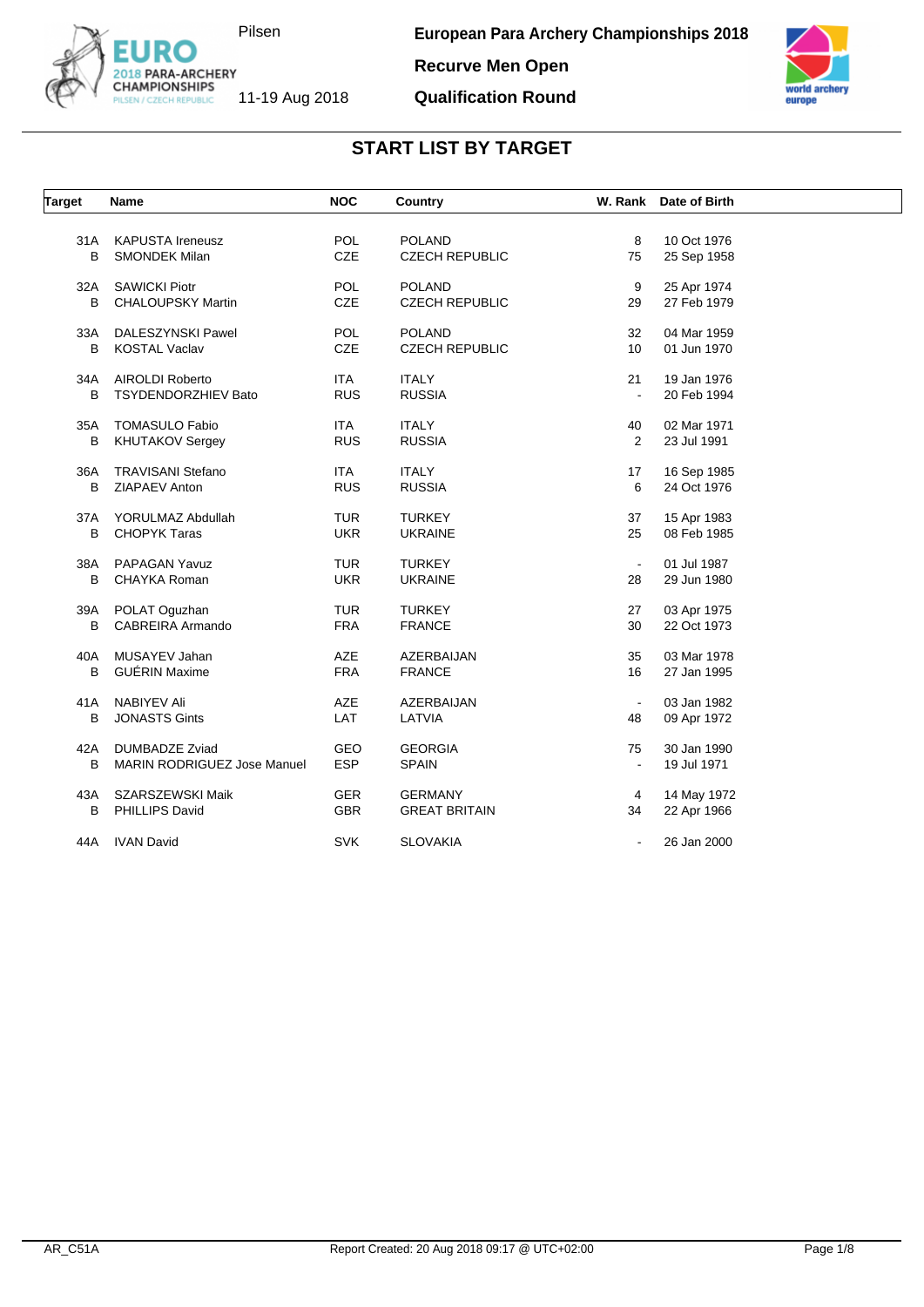# European Para Archery Championships 2018

Pilsen

11-19 Aug 2018

## Recurve Men Open

## Qualification Round

## START LIST BY TARGET

| Target | Name | NOC | Country | W. Rank | Date of Birth |
|---|---|---|---|---|---|
| 31A | KAPUSTA Ireneusz | POL | POLAND | 8 | 10 Oct 1976 |
| B | SMONDEK Milan | CZE | CZECH REPUBLIC | 75 | 25 Sep 1958 |
| 32A | SAWICKI Piotr | POL | POLAND | 9 | 25 Apr 1974 |
| B | CHALOUPSKY Martin | CZE | CZECH REPUBLIC | 29 | 27 Feb 1979 |
| 33A | DALESZYNSKI Pawel | POL | POLAND | 32 | 04 Mar 1959 |
| B | KOSTAL Vaclav | CZE | CZECH REPUBLIC | 10 | 01 Jun 1970 |
| 34A | AIROLDI Roberto | ITA | ITALY | 21 | 19 Jan 1976 |
| B | TSYDENDORZHIEV Bato | RUS | RUSSIA | - | 20 Feb 1994 |
| 35A | TOMASULO Fabio | ITA | ITALY | 40 | 02 Mar 1971 |
| B | KHUTAKOV Sergey | RUS | RUSSIA | 2 | 23 Jul 1991 |
| 36A | TRAVISANI Stefano | ITA | ITALY | 17 | 16 Sep 1985 |
| B | ZIAPAEV Anton | RUS | RUSSIA | 6 | 24 Oct 1976 |
| 37A | YORULMAZ Abdullah | TUR | TURKEY | 37 | 15 Apr 1983 |
| B | CHOPYK Taras | UKR | UKRAINE | 25 | 08 Feb 1985 |
| 38A | PAPAGAN Yavuz | TUR | TURKEY | - | 01 Jul 1987 |
| B | CHAYKA Roman | UKR | UKRAINE | 28 | 29 Jun 1980 |
| 39A | POLAT Oguzhan | TUR | TURKEY | 27 | 03 Apr 1975 |
| B | CABREIRA Armando | FRA | FRANCE | 30 | 22 Oct 1973 |
| 40A | MUSAYEV Jahan | AZE | AZERBAIJAN | 35 | 03 Mar 1978 |
| B | GUÉRIN Maxime | FRA | FRANCE | 16 | 27 Jan 1995 |
| 41A | NABIYEV Ali | AZE | AZERBAIJAN | - | 03 Jan 1982 |
| B | JONASTS Gints | LAT | LATVIA | 48 | 09 Apr 1972 |
| 42A | DUMBADZE Zviad | GEO | GEORGIA | 75 | 30 Jan 1990 |
| B | MARIN RODRIGUEZ Jose Manuel | ESP | SPAIN | - | 19 Jul 1971 |
| 43A | SZARSZEWSKI Maik | GER | GERMANY | 4 | 14 May 1972 |
| B | PHILLIPS David | GBR | GREAT BRITAIN | 34 | 22 Apr 1966 |
| 44A | IVAN David | SVK | SLOVAKIA | - | 26 Jan 2000 |

AR_C51A

Report Created: 20 Aug 2018 09:17 @ UTC+02:00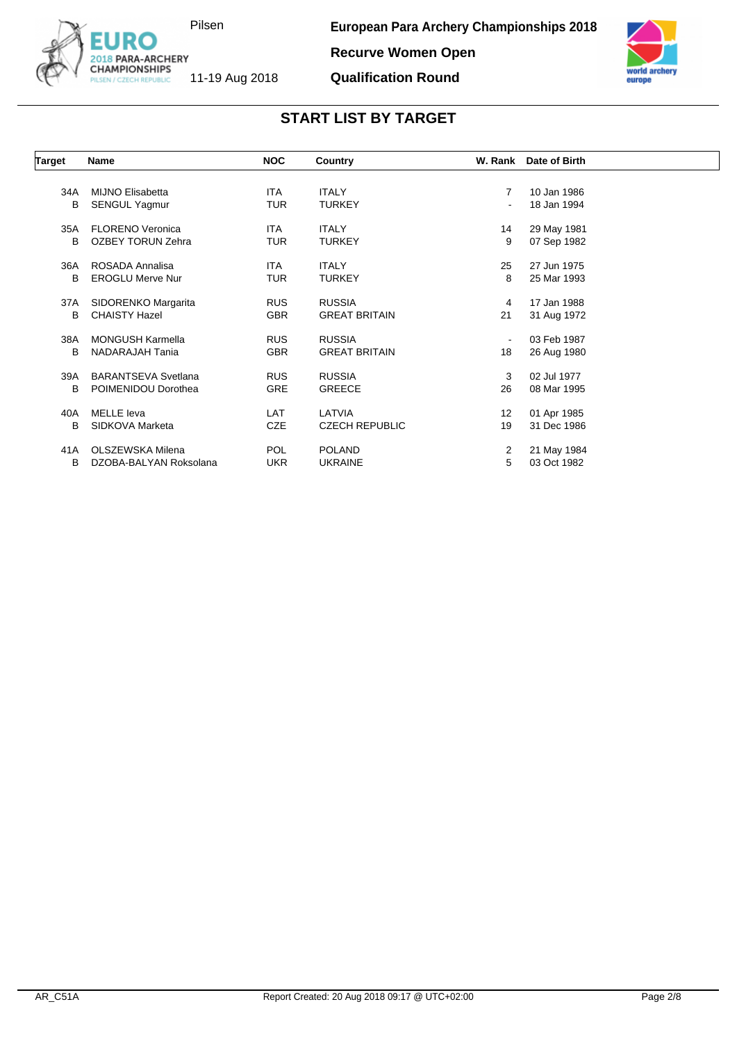# European Para Archery Championships 2018

**Recurve Women Open**

**Qualification Round**

Pilsen

11-19 Aug 2018

## START LIST BY TARGET

| Target | Name | NOC | Country | W. Rank | Date of Birth |
|---|---|---|---|---|---|
| 34A | MIJNO Elisabetta | ITA | ITALY | 7 | 10 Jan 1986 |
| B | SENGUL Yagmur | TUR | TURKEY | - | 18 Jan 1994 |
| 35A | FLORENO Veronica | ITA | ITALY | 14 | 29 May 1981 |
| B | OZBEY TORUN Zehra | TUR | TURKEY | 9 | 07 Sep 1982 |
| 36A | ROSADA Annalisa | ITA | ITALY | 25 | 27 Jun 1975 |
| B | EROGLU Merve Nur | TUR | TURKEY | 8 | 25 Mar 1993 |
| 37A | SIDORENKO Margarita | RUS | RUSSIA | 4 | 17 Jan 1988 |
| B | CHAISTY Hazel | GBR | GREAT BRITAIN | 21 | 31 Aug 1972 |
| 38A | MONGUSH Karmella | RUS | RUSSIA | - | 03 Feb 1987 |
| B | NADARAJAH Tania | GBR | GREAT BRITAIN | 18 | 26 Aug 1980 |
| 39A | BARANTSEVA Svetlana | RUS | RUSSIA | 3 | 02 Jul 1977 |
| B | POIMENIDOU Dorothea | GRE | GREECE | 26 | 08 Mar 1995 |
| 40A | MELLE Ieva | LAT | LATVIA | 12 | 01 Apr 1985 |
| B | SIDKOVA Marketa | CZE | CZECH REPUBLIC | 19 | 31 Dec 1986 |
| 41A | OLSZEWSKA Milena | POL | POLAND | 2 | 21 May 1984 |
| B | DZOBA-BALYAN Roksolana | UKR | UKRAINE | 5 | 03 Oct 1982 |

AR_C51A

Report Created: 20 Aug 2018 09:17 @ UTC+02:00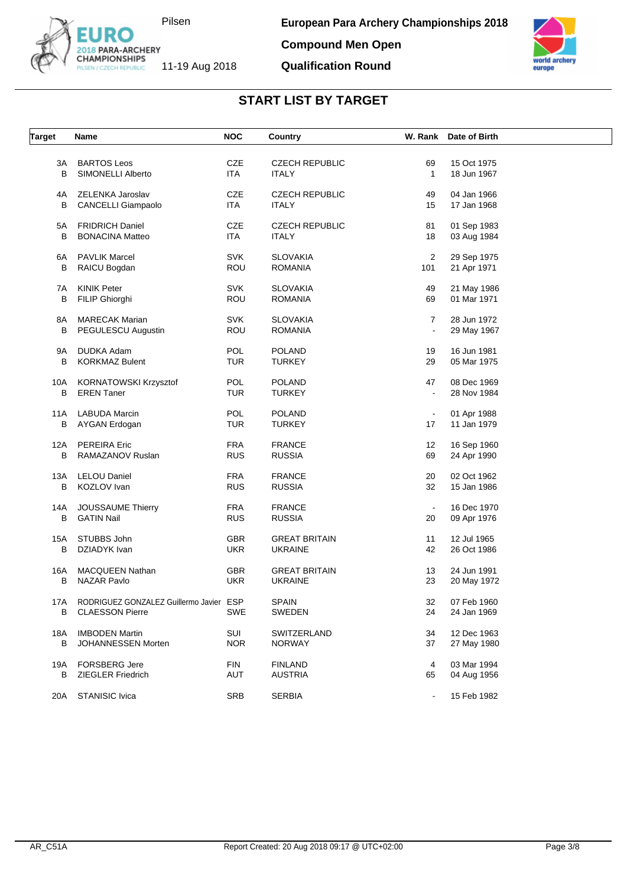# European Para Archery Championships 2018

## Compound Men Open

## Qualification Round

Pilsen

11-19 Aug 2018

## START LIST BY TARGET

| Target | Name | NOC | Country | W. Rank | Date of Birth |
|---|---|---|---|---|---|
| 3A | BARTOS Leos | CZE | CZECH REPUBLIC | 69 | 15 Oct 1975 |
| B | SIMONELLI Alberto | ITA | ITALY | 1 | 18 Jun 1967 |
| 4A | ZELENKA Jaroslav | CZE | CZECH REPUBLIC | 49 | 04 Jan 1966 |
| B | CANCELLI Giampaolo | ITA | ITALY | 15 | 17 Jan 1968 |
| 5A | FRIDRICH Daniel | CZE | CZECH REPUBLIC | 81 | 01 Sep 1983 |
| B | BONACINA Matteo | ITA | ITALY | 18 | 03 Aug 1984 |
| 6A | PAVLIK Marcel | SVK | SLOVAKIA | 2 | 29 Sep 1975 |
| B | RAICU Bogdan | ROU | ROMANIA | 101 | 21 Apr 1971 |
| 7A | KINIK Peter | SVK | SLOVAKIA | 49 | 21 May 1986 |
| B | FILIP Ghiorghi | ROU | ROMANIA | 69 | 01 Mar 1971 |
| 8A | MARECAK Marian | SVK | SLOVAKIA | 7 | 28 Jun 1972 |
| B | PEGULESCU Augustin | ROU | ROMANIA | - | 29 May 1967 |
| 9A | DUDKA Adam | POL | POLAND | 19 | 16 Jun 1981 |
| B | KORKMAZ Bulent | TUR | TURKEY | 29 | 05 Mar 1975 |
| 10A | KORNATOWSKI Krzysztof | POL | POLAND | 47 | 08 Dec 1969 |
| B | EREN Taner | TUR | TURKEY | - | 28 Nov 1984 |
| 11A | LABUDA Marcin | POL | POLAND | - | 01 Apr 1988 |
| B | AYGAN Erdogan | TUR | TURKEY | 17 | 11 Jan 1979 |
| 12A | PEREIRA Eric | FRA | FRANCE | 12 | 16 Sep 1960 |
| B | RAMAZANOV Ruslan | RUS | RUSSIA | 69 | 24 Apr 1990 |
| 13A | LELOU Daniel | FRA | FRANCE | 20 | 02 Oct 1962 |
| B | KOZLOV Ivan | RUS | RUSSIA | 32 | 15 Jan 1986 |
| 14A | JOUSSAUME Thierry | FRA | FRANCE | - | 16 Dec 1970 |
| B | GATIN Nail | RUS | RUSSIA | 20 | 09 Apr 1976 |
| 15A | STUBBS John | GBR | GREAT BRITAIN | 11 | 12 Jul 1965 |
| B | DZIADYK Ivan | UKR | UKRAINE | 42 | 26 Oct 1986 |
| 16A | MACQUEEN Nathan | GBR | GREAT BRITAIN | 13 | 24 Jun 1991 |
| B | NAZAR Pavlo | UKR | UKRAINE | 23 | 20 May 1972 |
| 17A | RODRIGUEZ GONZALEZ Guillermo Javier | ESP | SPAIN | 32 | 07 Feb 1960 |
| B | CLAESSON Pierre | SWE | SWEDEN | 24 | 24 Jan 1969 |
| 18A | IMBODEN Martin | SUI | SWITZERLAND | 34 | 12 Dec 1963 |
| B | JOHANNESSEN Morten | NOR | NORWAY | 37 | 27 May 1980 |
| 19A | FORSBERG Jere | FIN | FINLAND | 4 | 03 Mar 1994 |
| B | ZIEGLER Friedrich | AUT | AUSTRIA | 65 | 04 Aug 1956 |
| 20A | STANISIC Ivica | SRB | SERBIA | - | 15 Feb 1982 |

AR_C51A

Report Created: 20 Aug 2018 09:17 @ UTC+02:00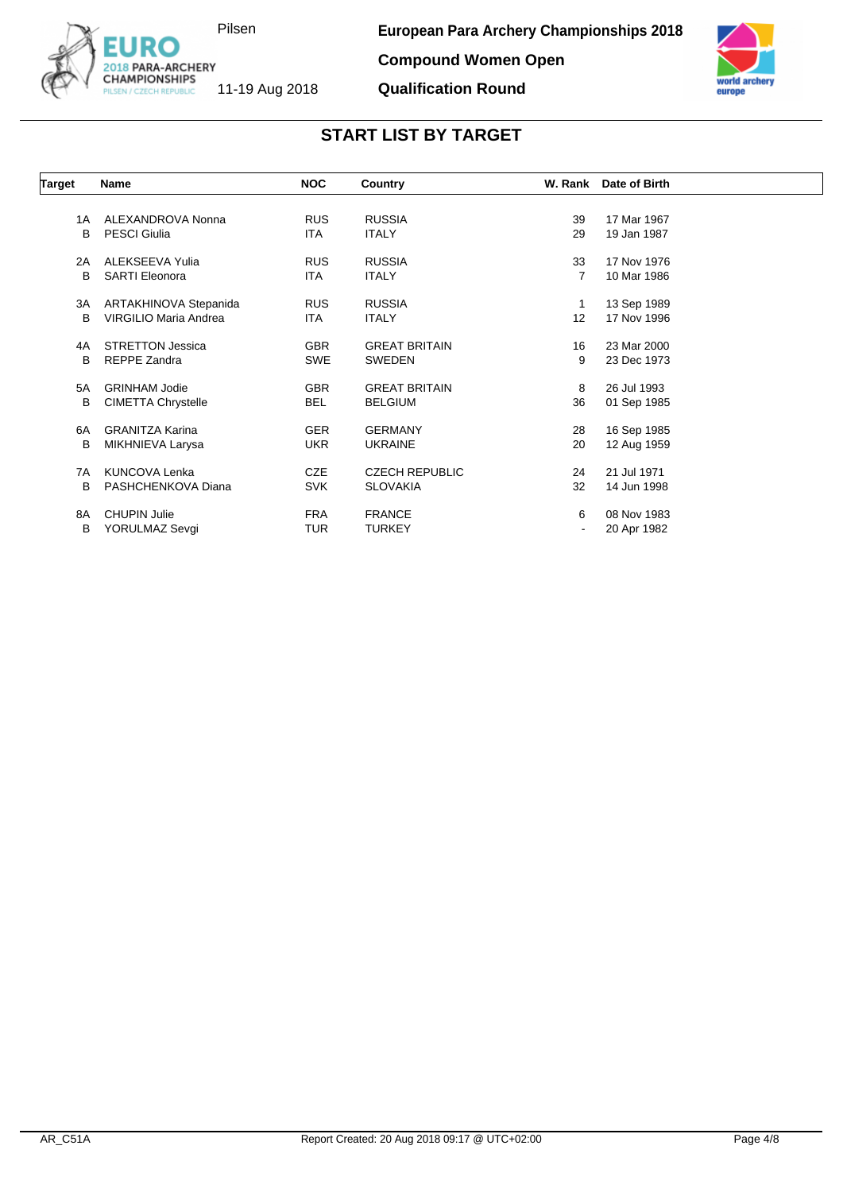**European Para Archery Championships 2018**

**Compound Women Open**

**Qualification Round**

Pilsen

11-19 Aug 2018

## START LIST BY TARGET

| Target | Name | NOC | Country | W. Rank | Date of Birth |
|---|---|---|---|---|---|
| 1A | ALEXANDROVA Nonna | RUS | RUSSIA | 39 | 17 Mar 1967 |
| B | PESCI Giulia | ITA | ITALY | 29 | 19 Jan 1987 |
| 2A | ALEKSEEVA Yulia | RUS | RUSSIA | 33 | 17 Nov 1976 |
| B | SARTI Eleonora | ITA | ITALY | 7 | 10 Mar 1986 |
| 3A | ARTAKHINOVA Stepanida | RUS | RUSSIA | 1 | 13 Sep 1989 |
| B | VIRGILIO Maria Andrea | ITA | ITALY | 12 | 17 Nov 1996 |
| 4A | STRETTON Jessica | GBR | GREAT BRITAIN | 16 | 23 Mar 2000 |
| B | REPPE Zandra | SWE | SWEDEN | 9 | 23 Dec 1973 |
| 5A | GRINHAM Jodie | GBR | GREAT BRITAIN | 8 | 26 Jul 1993 |
| B | CIMETTA Chrystelle | BEL | BELGIUM | 36 | 01 Sep 1985 |
| 6A | GRANITZA Karina | GER | GERMANY | 28 | 16 Sep 1985 |
| B | MIKHNIEVA Larysa | UKR | UKRAINE | 20 | 12 Aug 1959 |
| 7A | KUNCOVA Lenka | CZE | CZECH REPUBLIC | 24 | 21 Jul 1971 |
| B | PASHCHENKOVA Diana | SVK | SLOVAKIA | 32 | 14 Jun 1998 |
| 8A | CHUPIN Julie | FRA | FRANCE | 6 | 08 Nov 1983 |
| B | YORULMAZ Sevgi | TUR | TURKEY | - | 20 Apr 1982 |

AR_C51A

Report Created: 20 Aug 2018 09:17 @ UTC+02:00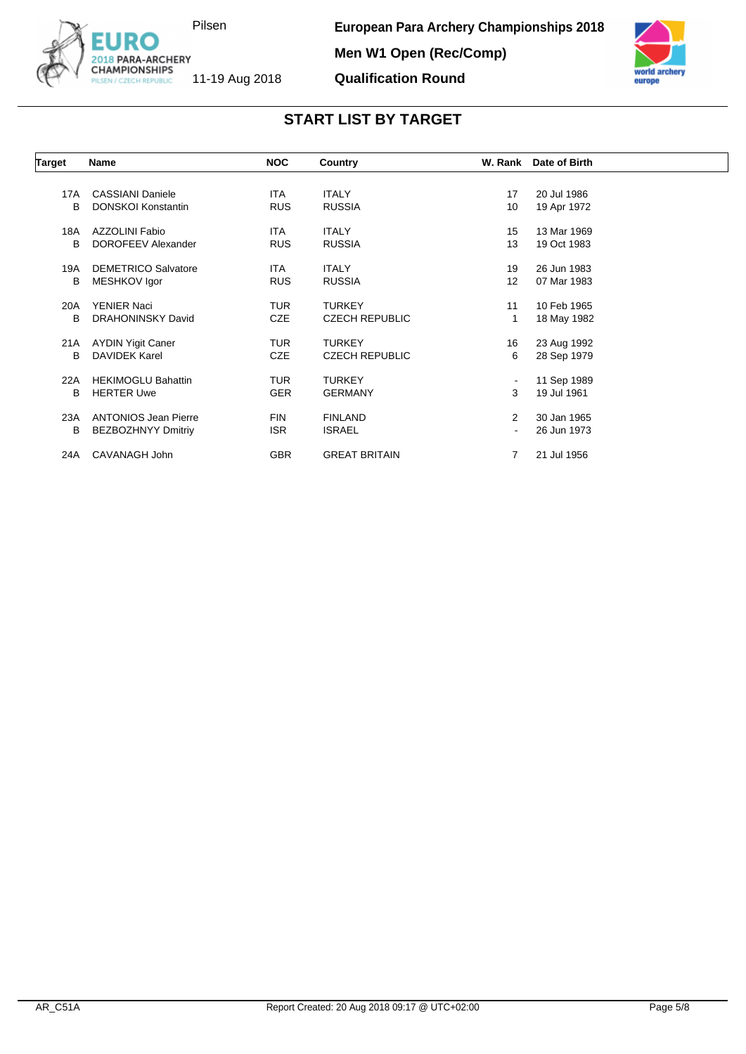European Para Archery Championships 2018

Men W1 Open (Rec/Comp)

Qualification Round

Pilsen

11-19 Aug 2018

## START LIST BY TARGET

| Target | Name | NOC | Country | W. Rank | Date of Birth |
|---|---|---|---|---|---|
| 17A | CASSIANI Daniele | ITA | ITALY | 17 | 20 Jul 1986 |
| B | DONSKOI Konstantin | RUS | RUSSIA | 10 | 19 Apr 1972 |
| 18A | AZZOLINI Fabio | ITA | ITALY | 15 | 13 Mar 1969 |
| B | DOROFEEV Alexander | RUS | RUSSIA | 13 | 19 Oct 1983 |
| 19A | DEMETRICO Salvatore | ITA | ITALY | 19 | 26 Jun 1983 |
| B | MESHKOV Igor | RUS | RUSSIA | 12 | 07 Mar 1983 |
| 20A | YENIER Naci | TUR | TURKEY | 11 | 10 Feb 1965 |
| B | DRAHONINSKY David | CZE | CZECH REPUBLIC | 1 | 18 May 1982 |
| 21A | AYDIN Yigit Caner | TUR | TURKEY | 16 | 23 Aug 1992 |
| B | DAVIDEK Karel | CZE | CZECH REPUBLIC | 6 | 28 Sep 1979 |
| 22A | HEKIMOGLU Bahattin | TUR | TURKEY | - | 11 Sep 1989 |
| B | HERTER Uwe | GER | GERMANY | 3 | 19 Jul 1961 |
| 23A | ANTONIOS Jean Pierre | FIN | FINLAND | 2 | 30 Jan 1965 |
| B | BEZBOZHNYY Dmitriy | ISR | ISRAEL | - | 26 Jun 1973 |
| 24A | CAVANAGH John | GBR | GREAT BRITAIN | 7 | 21 Jul 1956 |

AR_C51A

Report Created: 20 Aug 2018 09:17 @ UTC+02:00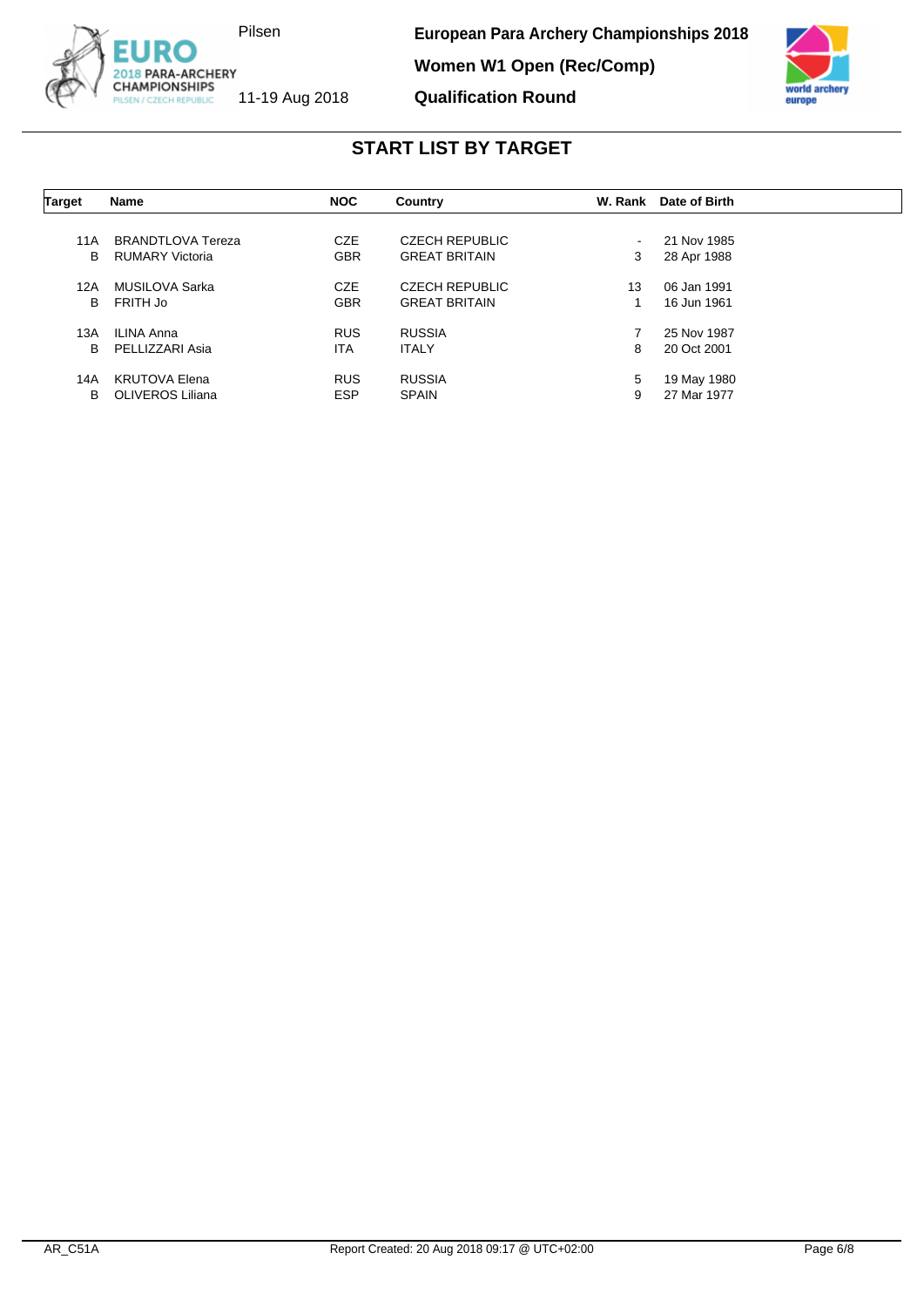European Para Archery Championships 2018

Women W1 Open (Rec/Comp)

Qualification Round

Pilsen

11-19 Aug 2018

## START LIST BY TARGET

| Target | Name | NOC | Country | W. Rank | Date of Birth |
|---|---|---|---|---|---|
| 11A | BRANDTLOVA Tereza | CZE | CZECH REPUBLIC | - | 21 Nov 1985 |
| B | RUMARY Victoria | GBR | GREAT BRITAIN | 3 | 28 Apr 1988 |
| 12A | MUSILOVA Sarka | CZE | CZECH REPUBLIC | 13 | 06 Jan 1991 |
| B | FRITH Jo | GBR | GREAT BRITAIN | 1 | 16 Jun 1961 |
| 13A | ILINA Anna | RUS | RUSSIA | 7 | 25 Nov 1987 |
| B | PELLIZZARI Asia | ITA | ITALY | 8 | 20 Oct 2001 |
| 14A | KRUTOVA Elena | RUS | RUSSIA | 5 | 19 May 1980 |
| B | OLIVEROS Liliana | ESP | SPAIN | 9 | 27 Mar 1977 |

AR_C51A

Report Created: 20 Aug 2018 09:17 @ UTC+02:00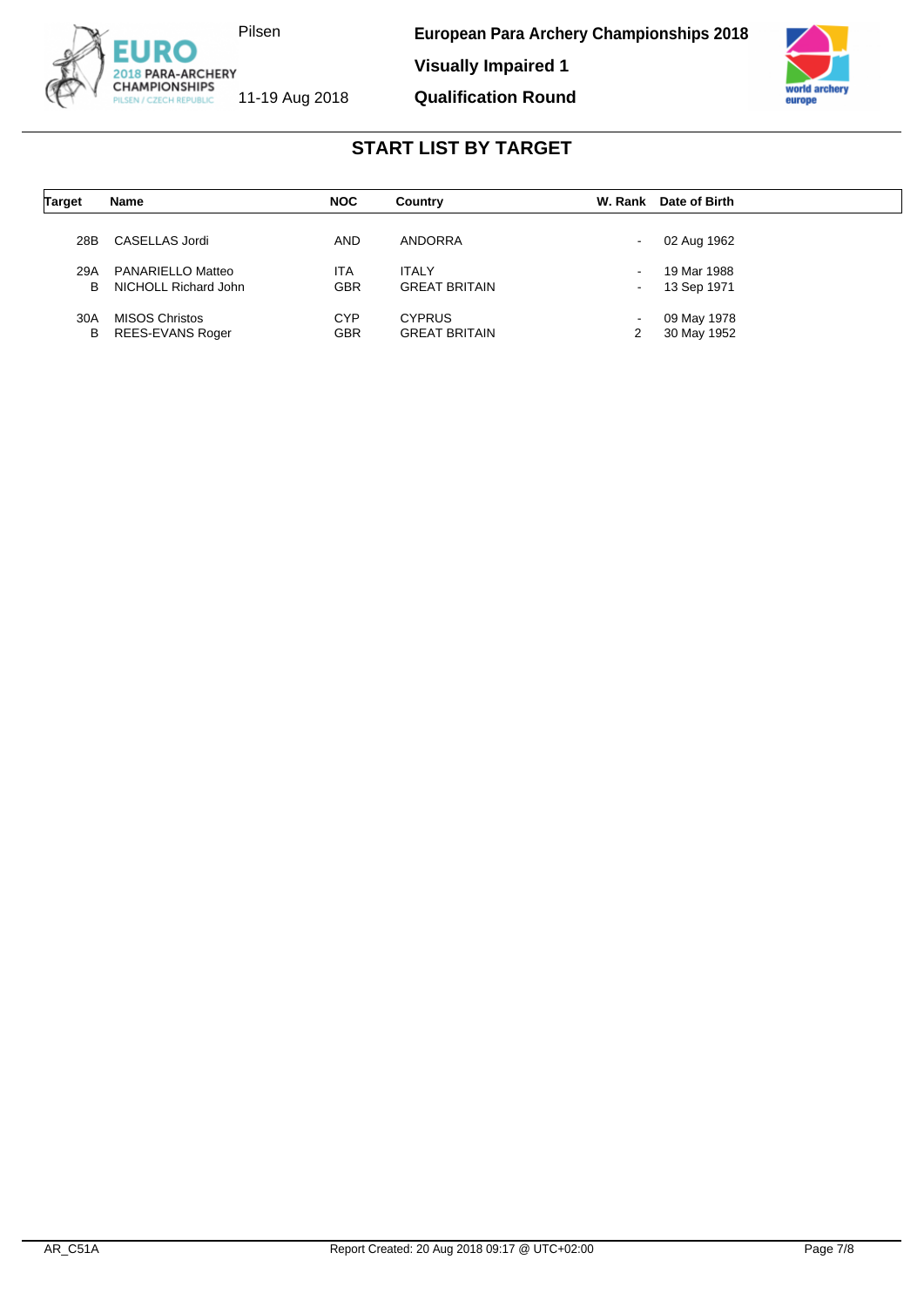# European Para Archery Championships 2018

**Visually Impaired 1**

**Qualification Round**

Pilsen

11-19 Aug 2018

## START LIST BY TARGET

| Target | Name | NOC | Country | W. Rank | Date of Birth |
|---|---|---|---|---|---|
| 28B | CASELLAS Jordi | AND | ANDORRA | - | 02 Aug 1962 |
| 29A | PANARIELLO Matteo | ITA | ITALY | - | 19 Mar 1988 |
| B | NICHOLL Richard John | GBR | GREAT BRITAIN | - | 13 Sep 1971 |
| 30A | MISOS Christos | CYP | CYPRUS | - | 09 May 1978 |
| B | REES-EVANS Roger | GBR | GREAT BRITAIN | 2 | 30 May 1952 |

AR_C51A

Report Created: 20 Aug 2018 09:17 @ UTC+02:00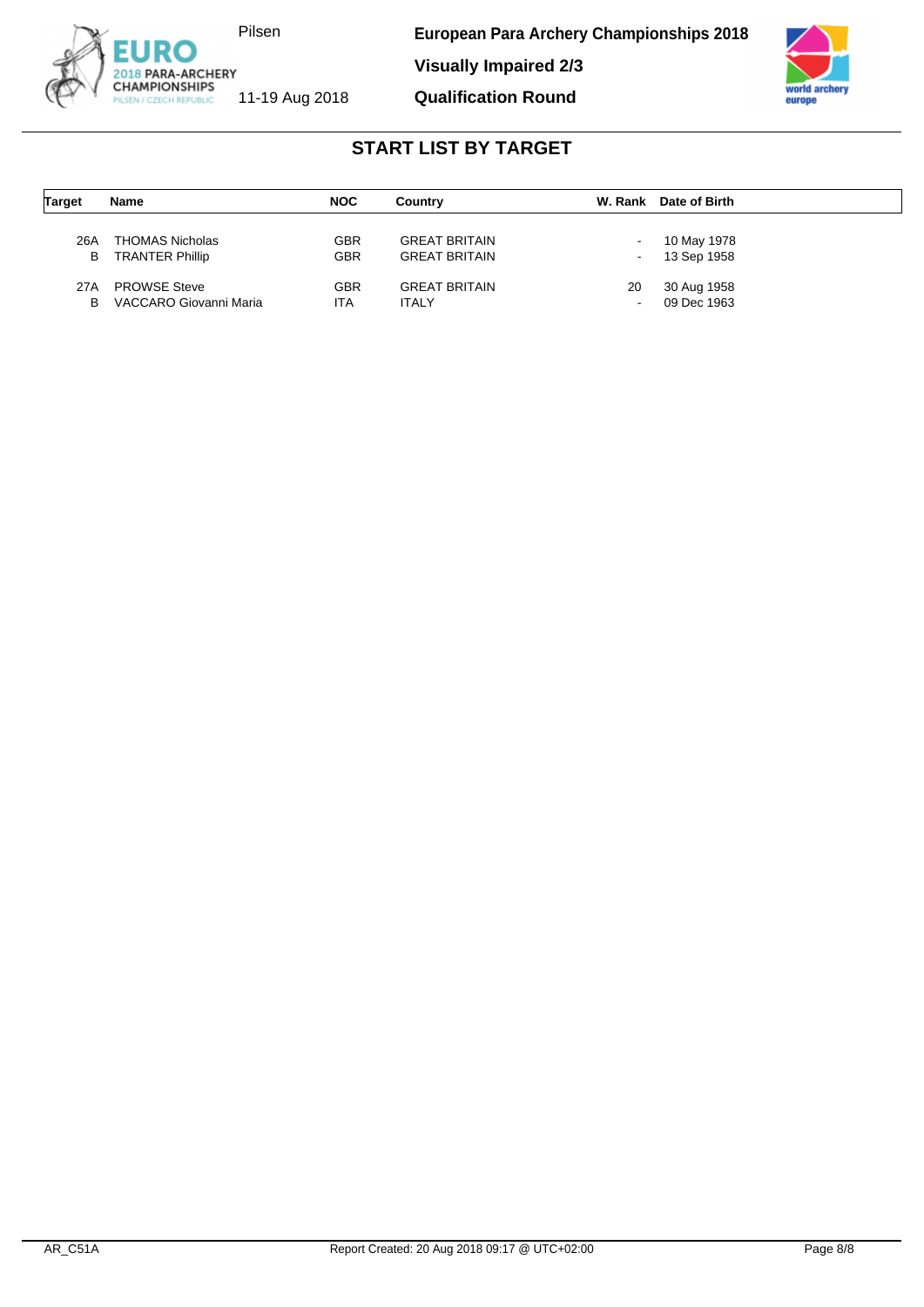## START LIST BY TARGET

| Target | Name | NOC | Country | W. Rank | Date of Birth |
|---|---|---|---|---|---|
| 26A | THOMAS Nicholas | GBR | GREAT BRITAIN | - | 10 May 1978 |
| B | TRANTER Phillip | GBR | GREAT BRITAIN | - | 13 Sep 1958 |
| 27A | PROWSE Steve | GBR | GREAT BRITAIN | 20 | 30 Aug 1958 |
| B | VACCARO Giovanni Maria | ITA | ITALY | - | 09 Dec 1963 |